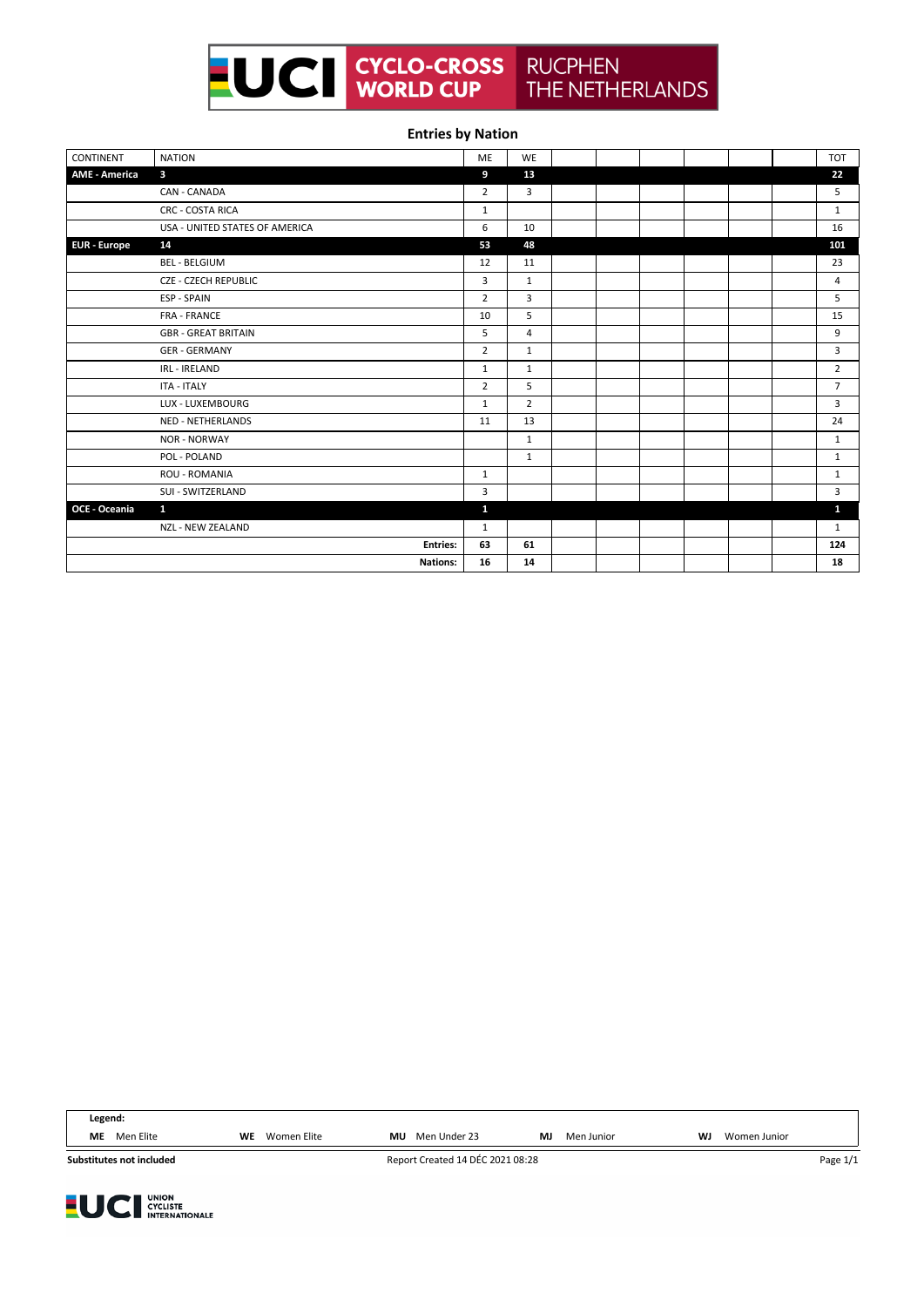# UCI CYCLO-CROSS WORLD CUP RUCPHEN THE NETHERLANDS

## Entries by Nation

| CONTINENT | NATION | ME | WE | | | | | | | TOT |
|---|---|---|---|---|---|---|---|---|---|---|
| **AME - America** | **3** | **9** | **13** | | | | | | | **22** |
| | CAN - CANADA | 2 | 3 | | | | | | | 5 |
| | CRC - COSTA RICA | 1 | | | | | | | | 1 |
| | USA - UNITED STATES OF AMERICA | 6 | 10 | | | | | | | 16 |
| **EUR - Europe** | **14** | **53** | **48** | | | | | | | **101** |
| | BEL - BELGIUM | 12 | 11 | | | | | | | 23 |
| | CZE - CZECH REPUBLIC | 3 | 1 | | | | | | | 4 |
| | ESP - SPAIN | 2 | 3 | | | | | | | 5 |
| | FRA - FRANCE | 10 | 5 | | | | | | | 15 |
| | GBR - GREAT BRITAIN | 5 | 4 | | | | | | | 9 |
| | GER - GERMANY | 2 | 1 | | | | | | | 3 |
| | IRL - IRELAND | 1 | 1 | | | | | | | 2 |
| | ITA - ITALY | 2 | 5 | | | | | | | 7 |
| | LUX - LUXEMBOURG | 1 | 2 | | | | | | | 3 |
| | NED - NETHERLANDS | 11 | 13 | | | | | | | 24 |
| | NOR - NORWAY | | 1 | | | | | | | 1 |
| | POL - POLAND | | 1 | | | | | | | 1 |
| | ROU - ROMANIA | 1 | | | | | | | | 1 |
| | SUI - SWITZERLAND | 3 | | | | | | | | 3 |
| **OCE - Oceania** | **1** | **1** | | | | | | | | **1** |
| | NZL - NEW ZEALAND | 1 | | | | | | | | 1 |
| | **Entries:** | **63** | **61** | | | | | | | **124** |
| | **Nations:** | **16** | **14** | | | | | | | **18** |

**Legend:**

**ME** Men Elite **WE** Women Elite **MU** Men Under 23 **MJ** Men Junior **WJ** Women Junior

**Substitutes not included**

Report Created 14 DÉC 2021 08:28

UCI UNION CYCLISTE INTERNATIONALE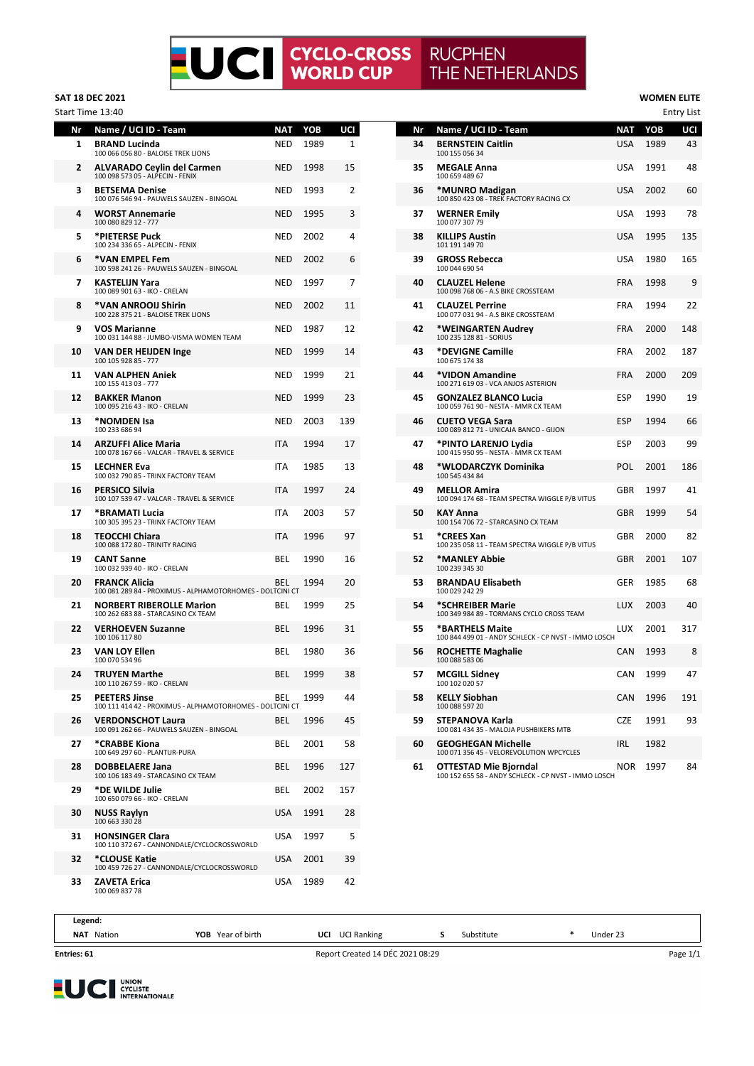# UCI CYCLO-CROSS WORLD CUP — RUCPHEN THE NETHERLANDS

**SAT 18 DEC 2021**
Start Time 13:40

**WOMEN ELITE**
Entry List

| Nr | Name / UCI ID - Team | NAT | YOB | UCI |
|---|---|---|---|---|
| 1 | **BRAND Lucinda** 100 066 056 80 - BALOISE TREK LIONS | NED | 1989 | 1 |
| 2 | **ALVARADO Ceylin del Carmen** 100 098 573 05 - ALPECIN - FENIX | NED | 1998 | 15 |
| 3 | **BETSEMA Denise** 100 076 546 94 - PAUWELS SAUZEN - BINGOAL | NED | 1993 | 2 |
| 4 | **WORST Annemarie** 100 080 829 12 - 777 | NED | 1995 | 3 |
| 5 | **\*PIETERSE Puck** 100 234 336 65 - ALPECIN - FENIX | NED | 2002 | 4 |
| 6 | **\*VAN EMPEL Fem** 100 598 241 26 - PAUWELS SAUZEN - BINGOAL | NED | 2002 | 6 |
| 7 | **KASTELIJN Yara** 100 089 901 63 - IKO - CRELAN | NED | 1997 | 7 |
| 8 | **\*VAN ANROOIJ Shirin** 100 228 375 21 - BALOISE TREK LIONS | NED | 2002 | 11 |
| 9 | **VOS Marianne** 100 031 144 88 - JUMBO-VISMA WOMEN TEAM | NED | 1987 | 12 |
| 10 | **VAN DER HEIJDEN Inge** 100 105 928 85 - 777 | NED | 1999 | 14 |
| 11 | **VAN ALPHEN Aniek** 100 155 413 03 - 777 | NED | 1999 | 21 |
| 12 | **BAKKER Manon** 100 095 216 43 - IKO - CRELAN | NED | 1999 | 23 |
| 13 | **\*NOMDEN Isa** 100 233 686 94 | NED | 2003 | 139 |
| 14 | **ARZUFFI Alice Maria** 100 078 167 66 - VALCAR - TRAVEL & SERVICE | ITA | 1994 | 17 |
| 15 | **LECHNER Eva** 100 032 790 85 - TRINX FACTORY TEAM | ITA | 1985 | 13 |
| 16 | **PERSICO Silvia** 100 107 539 47 - VALCAR - TRAVEL & SERVICE | ITA | 1997 | 24 |
| 17 | **\*BRAMATI Lucia** 100 305 395 23 - TRINX FACTORY TEAM | ITA | 2003 | 57 |
| 18 | **TEOCCHI Chiara** 100 088 172 80 - TRINITY RACING | ITA | 1996 | 97 |
| 19 | **CANT Sanne** 100 032 939 40 - IKO - CRELAN | BEL | 1990 | 16 |
| 20 | **FRANCK Alicia** 100 081 289 84 - PROXIMUS - ALPHAMOTORHOMES - DOLTCINI CT | BEL | 1994 | 20 |
| 21 | **NORBERT RIBEROLLE Marion** 100 262 683 88 - STARCASINO CX TEAM | BEL | 1999 | 25 |
| 22 | **VERHOEVEN Suzanne** 100 106 117 80 | BEL | 1996 | 31 |
| 23 | **VAN LOY Ellen** 100 070 534 96 | BEL | 1980 | 36 |
| 24 | **TRUYEN Marthe** 100 110 267 59 - IKO - CRELAN | BEL | 1999 | 38 |
| 25 | **PEETERS Jinse** 100 111 414 42 - PROXIMUS - ALPHAMOTORHOMES - DOLTCINI CT | BEL | 1999 | 44 |
| 26 | **VERDONSCHOT Laura** 100 091 262 66 - PAUWELS SAUZEN - BINGOAL | BEL | 1996 | 45 |
| 27 | **\*CRABBE Kiona** 100 649 297 60 - PLANTUR-PURA | BEL | 2001 | 58 |
| 28 | **DOBBELAERE Jana** 100 106 183 49 - STARCASINO CX TEAM | BEL | 1996 | 127 |
| 29 | **\*DE WILDE Julie** 100 650 079 66 - IKO - CRELAN | BEL | 2002 | 157 |
| 30 | **NUSS Raylyn** 100 663 330 28 | USA | 1991 | 28 |
| 31 | **HONSINGER Clara** 100 110 372 67 - CANNONDALE/CYCLOCROSSWORLD | USA | 1997 | 5 |
| 32 | **\*CLOUSE Katie** 100 459 726 27 - CANNONDALE/CYCLOCROSSWORLD | USA | 2001 | 39 |
| 33 | **ZAVETA Erica** 100 069 837 78 | USA | 1989 | 42 |
| 34 | **BERNSTEIN Caitlin** 100 155 056 34 | USA | 1989 | 43 |
| 35 | **MEGALE Anna** 100 659 489 67 | USA | 1991 | 48 |
| 36 | **\*MUNRO Madigan** 100 850 423 08 - TREK FACTORY RACING CX | USA | 2002 | 60 |
| 37 | **WERNER Emily** 100 077 307 79 | USA | 1993 | 78 |
| 38 | **KILLIPS Austin** 101 191 149 70 | USA | 1995 | 135 |
| 39 | **GROSS Rebecca** 100 044 690 54 | USA | 1980 | 165 |
| 40 | **CLAUZEL Helene** 100 098 768 06 - A.S BIKE CROSSTEAM | FRA | 1998 | 9 |
| 41 | **CLAUZEL Perrine** 100 077 031 94 - A.S BIKE CROSSTEAM | FRA | 1994 | 22 |
| 42 | **\*WEINGARTEN Audrey** 100 235 128 81 - SORIUS | FRA | 2000 | 148 |
| 43 | **\*DEVIGNE Camille** 100 675 174 38 | FRA | 2002 | 187 |
| 44 | **\*VIDON Amandine** 100 271 619 03 - VCA ANJOS ASTERION | FRA | 2000 | 209 |
| 45 | **GONZALEZ BLANCO Lucia** 100 059 761 90 - NESTA - MMR CX TEAM | ESP | 1990 | 19 |
| 46 | **CUETO VEGA Sara** 100 089 812 71 - UNICAJA BANCO - GIJON | ESP | 1994 | 66 |
| 47 | **\*PINTO LARENJO Lydia** 100 415 950 95 - NESTA - MMR CX TEAM | ESP | 2003 | 99 |
| 48 | **\*WLODARCZYK Dominika** 100 545 434 84 | POL | 2001 | 186 |
| 49 | **MELLOR Amira** 100 094 174 68 - TEAM SPECTRA WIGGLE P/B VITUS | GBR | 1997 | 41 |
| 50 | **KAY Anna** 100 154 706 72 - STARCASINO CX TEAM | GBR | 1999 | 54 |
| 51 | **\*CREES Xan** 100 235 058 11 - TEAM SPECTRA WIGGLE P/B VITUS | GBR | 2000 | 82 |
| 52 | **\*MANLEY Abbie** 100 239 345 30 | GBR | 2001 | 107 |
| 53 | **BRANDAU Elisabeth** 100 029 242 29 | GER | 1985 | 68 |
| 54 | **\*SCHREIBER Marie** 100 349 984 89 - TORMANS CYCLO CROSS TEAM | LUX | 2003 | 40 |
| 55 | **\*BARTHELS Maite** 100 844 099 41 - ANDY SCHLECK - CP NVST - IMMO LOSCH | LUX | 2001 | 317 |
| 56 | **ROCHETTE Maghalie** 100 088 583 06 | CAN | 1993 | 8 |
| 57 | **MCGILL Sidney** 100 102 020 57 | CAN | 1999 | 47 |
| 58 | **KELLY Siobhan** 100 088 597 20 | CAN | 1996 | 191 |
| 59 | **STEPANOVA Karla** 100 081 434 35 - MALOJA PUSHBIKERS MTB | CZE | 1991 | 93 |
| 60 | **GEOGHEGAN Michelle** 100 071 356 45 - VELOREVOLUTION WPCYCLES | IRL | 1982 | |
| 61 | **OTTESTAD Mie Bjorndal** 100 152 655 58 - ANDY SCHLECK - CP NVST - IMMO LOSCH | NOR | 1997 | 84 |

**Legend:**
**NAT** Nation | **YOB** Year of birth | **UCI** UCI Ranking | **S** Substitute | **\*** Under 23

**Entries: 61**

Report Created 14 DEC 2021 08:29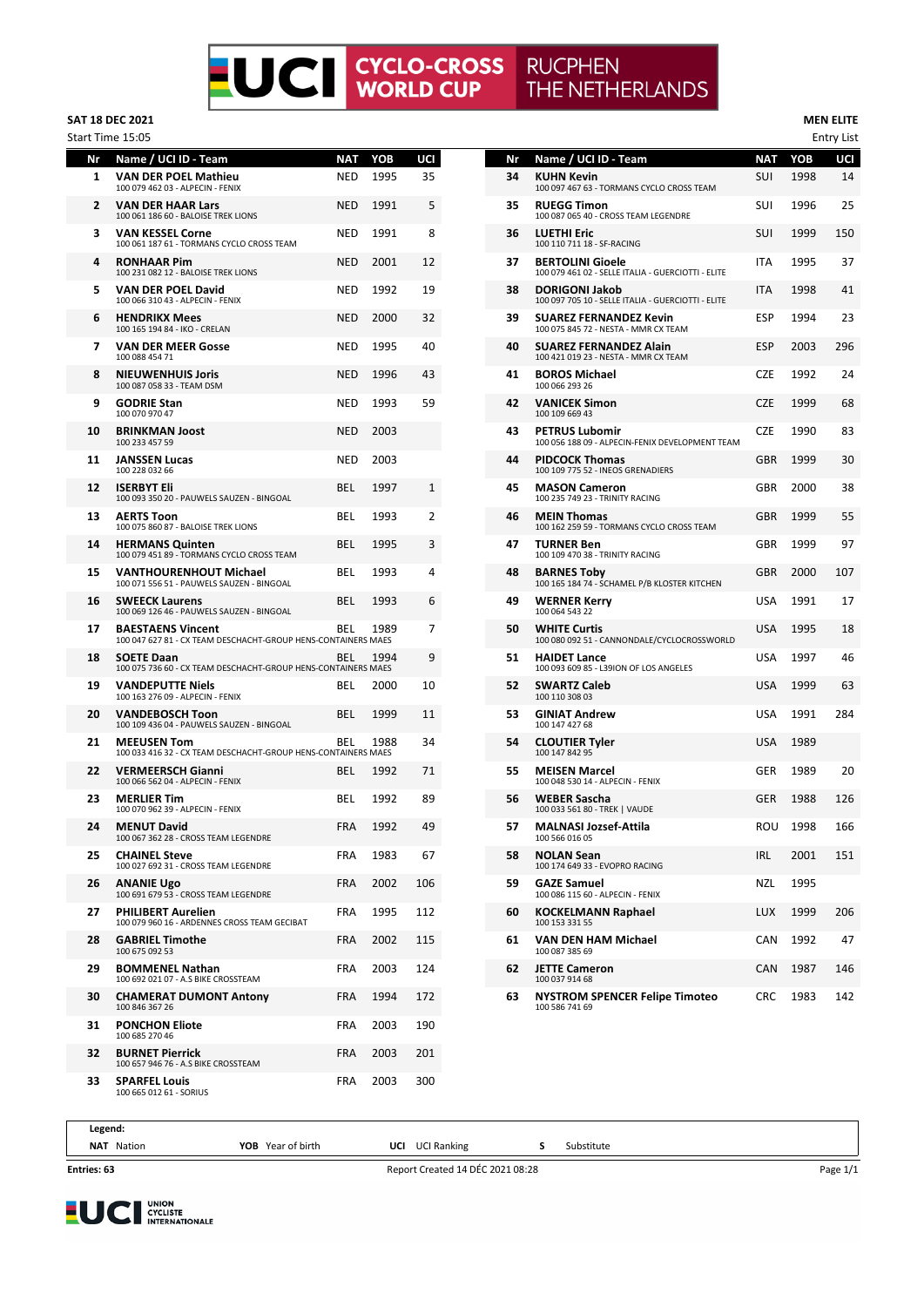# UCI CYCLO-CROSS WORLD CUP RUCPHEN THE NETHERLANDS

**SAT 18 DEC 2021**
Start Time 15:05

**MEN ELITE**
Entry List

| Nr | Name / UCI ID - Team | NAT | YOB | UCI |
|---|---|---|---|---|
| 1 | **VAN DER POEL Mathieu** 100 079 462 03 - ALPECIN - FENIX | NED | 1995 | 35 |
| 2 | **VAN DER HAAR Lars** 100 061 186 60 - BALOISE TREK LIONS | NED | 1991 | 5 |
| 3 | **VAN KESSEL Corne** 100 061 187 61 - TORMANS CYCLO CROSS TEAM | NED | 1991 | 8 |
| 4 | **RONHAAR Pim** 100 231 082 12 - BALOISE TREK LIONS | NED | 2001 | 12 |
| 5 | **VAN DER POEL David** 100 066 310 43 - ALPECIN - FENIX | NED | 1992 | 19 |
| 6 | **HENDRIKX Mees** 100 165 194 84 - IKO - CRELAN | NED | 2000 | 32 |
| 7 | **VAN DER MEER Gosse** 100 088 454 71 | NED | 1995 | 40 |
| 8 | **NIEUWENHUIS Joris** 100 087 058 33 - TEAM DSM | NED | 1996 | 43 |
| 9 | **GODRIE Stan** 100 070 970 47 | NED | 1993 | 59 |
| 10 | **BRINKMAN Joost** 100 233 457 59 | NED | 2003 | |
| 11 | **JANSSEN Lucas** 100 228 032 66 | NED | 2003 | |
| 12 | **ISERBYT Eli** 100 093 350 20 - PAUWELS SAUZEN - BINGOAL | BEL | 1997 | 1 |
| 13 | **AERTS Toon** 100 075 860 87 - BALOISE TREK LIONS | BEL | 1993 | 2 |
| 14 | **HERMANS Quinten** 100 079 451 89 - TORMANS CYCLO CROSS TEAM | BEL | 1995 | 3 |
| 15 | **VANTHOURENHOUT Michael** 100 071 556 51 - PAUWELS SAUZEN - BINGOAL | BEL | 1993 | 4 |
| 16 | **SWEECK Laurens** 100 069 126 46 - PAUWELS SAUZEN - BINGOAL | BEL | 1993 | 6 |
| 17 | **BAESTAENS Vincent** 100 047 627 81 - CX TEAM DESCHACHT-GROUP HENS-CONTAINERS MAES | BEL | 1989 | 7 |
| 18 | **SOETE Daan** 100 075 736 60 - CX TEAM DESCHACHT-GROUP HENS-CONTAINERS MAES | BEL | 1994 | 9 |
| 19 | **VANDEPUTTE Niels** 100 163 276 09 - ALPECIN - FENIX | BEL | 2000 | 10 |
| 20 | **VANDEBOSCH Toon** 100 109 436 04 - PAUWELS SAUZEN - BINGOAL | BEL | 1999 | 11 |
| 21 | **MEEUSEN Tom** 100 033 416 32 - CX TEAM DESCHACHT-GROUP HENS-CONTAINERS MAES | BEL | 1988 | 34 |
| 22 | **VERMEERSCH Gianni** 100 066 562 04 - ALPECIN - FENIX | BEL | 1992 | 71 |
| 23 | **MERLIER Tim** 100 070 962 39 - ALPECIN - FENIX | BEL | 1992 | 89 |
| 24 | **MENUT David** 100 067 362 28 - CROSS TEAM LEGENDRE | FRA | 1992 | 49 |
| 25 | **CHAINEL Steve** 100 027 692 31 - CROSS TEAM LEGENDRE | FRA | 1983 | 67 |
| 26 | **ANANIE Ugo** 100 691 679 53 - CROSS TEAM LEGENDRE | FRA | 2002 | 106 |
| 27 | **PHILIBERT Aurelien** 100 079 960 16 - ARDENNES CROSS TEAM GECIBAT | FRA | 1995 | 112 |
| 28 | **GABRIEL Timothe** 100 675 092 53 | FRA | 2002 | 115 |
| 29 | **BOMMENEL Nathan** 100 692 021 07 - A.S BIKE CROSSTEAM | FRA | 2003 | 124 |
| 30 | **CHAMERAT DUMONT Antony** 100 846 367 26 | FRA | 1994 | 172 |
| 31 | **PONCHON Eliote** 100 685 270 46 | FRA | 2003 | 190 |
| 32 | **BURNET Pierrick** 100 657 946 76 - A.S BIKE CROSSTEAM | FRA | 2003 | 201 |
| 33 | **SPARFEL Louis** 100 665 012 61 - SORIUS | FRA | 2003 | 300 |
| 34 | **KUHN Kevin** 100 097 467 63 - TORMANS CYCLO CROSS TEAM | SUI | 1998 | 14 |
| 35 | **RUEGG Timon** 100 087 065 40 - CROSS TEAM LEGENDRE | SUI | 1996 | 25 |
| 36 | **LUETHI Eric** 100 110 711 18 - SF-RACING | SUI | 1999 | 150 |
| 37 | **BERTOLINI Gioele** 100 079 461 02 - SELLE ITALIA - GUERCIOTTI - ELITE | ITA | 1995 | 37 |
| 38 | **DORIGONI Jakob** 100 097 705 10 - SELLE ITALIA - GUERCIOTTI - ELITE | ITA | 1998 | 41 |
| 39 | **SUAREZ FERNANDEZ Kevin** 100 075 845 72 - NESTA - MMR CX TEAM | ESP | 1994 | 23 |
| 40 | **SUAREZ FERNANDEZ Alain** 100 421 019 23 - NESTA - MMR CX TEAM | ESP | 2003 | 296 |
| 41 | **BOROS Michael** 100 066 293 26 | CZE | 1992 | 24 |
| 42 | **VANICEK Simon** 100 109 669 43 | CZE | 1999 | 68 |
| 43 | **PETRUS Lubomir** 100 056 188 09 - ALPECIN-FENIX DEVELOPMENT TEAM | CZE | 1990 | 83 |
| 44 | **PIDCOCK Thomas** 100 109 775 52 - INEOS GRENADIERS | GBR | 1999 | 30 |
| 45 | **MASON Cameron** 100 235 749 23 - TRINITY RACING | GBR | 2000 | 38 |
| 46 | **MEIN Thomas** 100 162 259 59 - TORMANS CYCLO CROSS TEAM | GBR | 1999 | 55 |
| 47 | **TURNER Ben** 100 109 470 38 - TRINITY RACING | GBR | 1999 | 97 |
| 48 | **BARNES Toby** 100 165 184 74 - SCHAMEL P/B KLOSTER KITCHEN | GBR | 2000 | 107 |
| 49 | **WERNER Kerry** 100 064 543 22 | USA | 1991 | 17 |
| 50 | **WHITE Curtis** 100 080 092 51 - CANNONDALE/CYCLOCROSSWORLD | USA | 1995 | 18 |
| 51 | **HAIDET Lance** 100 093 609 85 - L39ION OF LOS ANGELES | USA | 1997 | 46 |
| 52 | **SWARTZ Caleb** 100 110 308 03 | USA | 1999 | 63 |
| 53 | **GINIAT Andrew** 100 147 427 68 | USA | 1991 | 284 |
| 54 | **CLOUTIER Tyler** 100 147 842 95 | USA | 1989 | |
| 55 | **MEISEN Marcel** 100 048 530 14 - ALPECIN - FENIX | GER | 1989 | 20 |
| 56 | **WEBER Sascha** 100 033 561 80 - TREK \| VAUDE | GER | 1988 | 126 |
| 57 | **MALNASI Jozsef-Attila** 100 566 016 05 | ROU | 1998 | 166 |
| 58 | **NOLAN Sean** 100 174 649 33 - EVOPRO RACING | IRL | 2001 | 151 |
| 59 | **GAZE Samuel** 100 086 115 60 - ALPECIN - FENIX | NZL | 1995 | |
| 60 | **KOCKELMANN Raphael** 100 153 331 55 | LUX | 1999 | 206 |
| 61 | **VAN DEN HAM Michael** 100 087 385 69 | CAN | 1992 | 47 |
| 62 | **JETTE Cameron** 100 037 914 68 | CAN | 1987 | 146 |
| 63 | **NYSTROM SPENCER Felipe Timoteo** 100 586 741 69 | CRC | 1983 | 142 |

**Legend:**
**NAT** Nation | **YOB** Year of birth | **UCI** UCI Ranking | **S** Substitute

**Entries: 63**

Report Created 14 DEC 2021 08:28